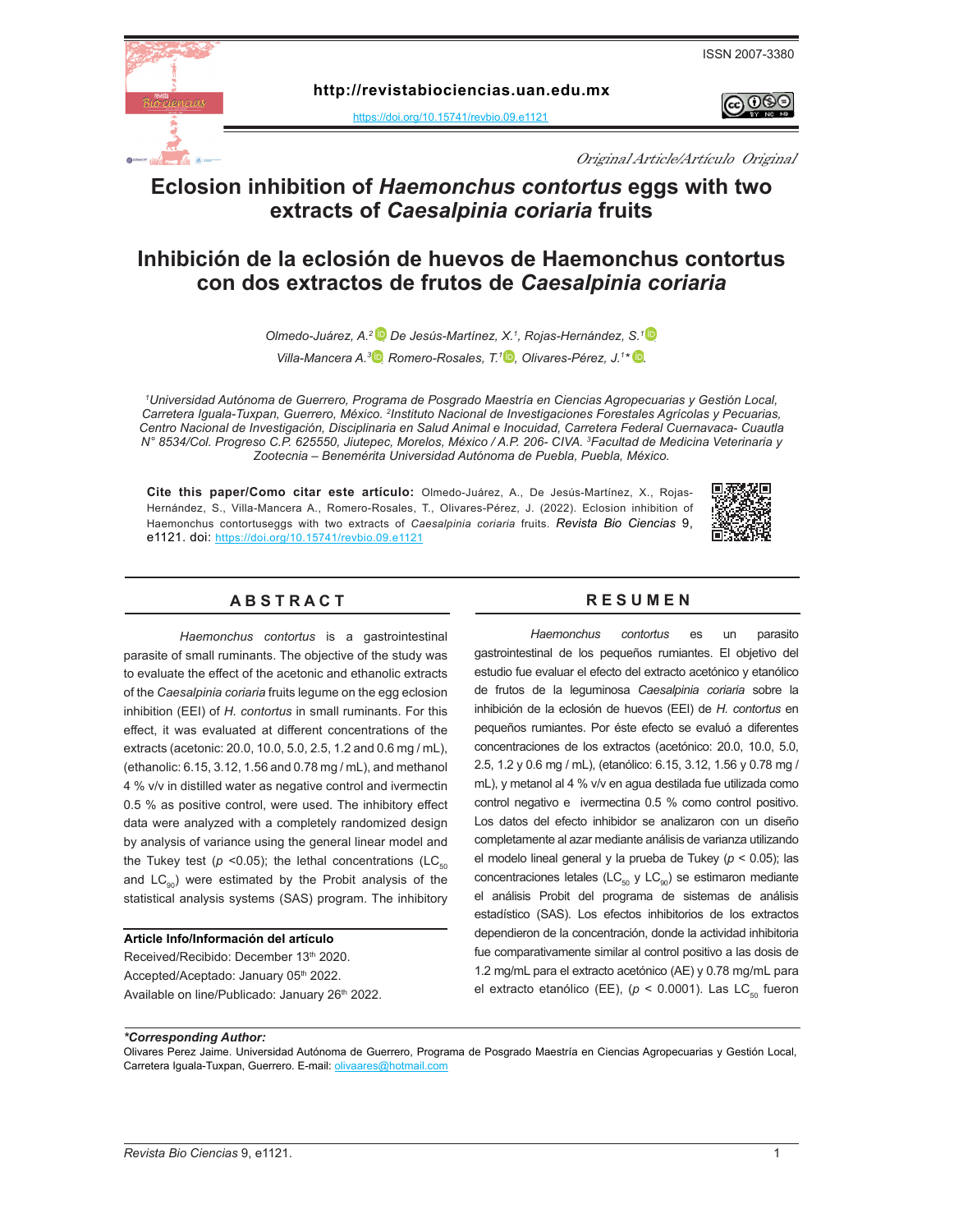ISSN 2007-3380

http://revistabiociencias.uan.edu.mx

https://doi.org/10.15741/revbio.09.e1121

*Original Article/Artículo Original*

# Eclosion inhibition of *Haemonchus contortus* eggs with two extracts of *Caesalpinia coriaria* fruits

# Inhibición de la eclosión de huevos de Haemonchus contortus con dos extractos de frutos de *Caesalpinia coriaria*

*Olmedo-Juárez, A.[2], De Jesús-Martínez, X.[1], Rojas-Hernández, S.[1], Villa-Mancera A.[3], Romero-Rosales, T.[1], Olivares-Pérez, J.[1]\**

[1]*Universidad Autónoma de Guerrero, Programa de Posgrado Maestría en Ciencias Agropecuarias y Gestión Local, Carretera Iguala-Tuxpan, Guerrero, México.* [2]*Instituto Nacional de Investigaciones Forestales Agrícolas y Pecuarias, Centro Nacional de Investigación, Disciplinaria en Salud Animal e Inocuidad, Carretera Federal Cuernavaca- Cuautla N° 8534/Col. Progreso C.P. 625550, Jiutepec, Morelos, México / A.P. 206- CIVA.* [3]*Facultad de Medicina Veterinaria y Zootecnia – Benemérita Universidad Autónoma de Puebla, Puebla, México.*

**Cite this paper/Como citar este artículo:** Olmedo-Juárez, A., De Jesús-Martínez, X., Rojas-Hernández, S., Villa-Mancera A., Romero-Rosales, T., Olivares-Pérez, J. (2022). Eclosion inhibition of Haemonchus contortuseggs with two extracts of *Caesalpinia coriaria* fruits. *Revista Bio Ciencias* 9, e1121. doi: https://doi.org/10.15741/revbio.09.e1121

## ABSTRACT

*Haemonchus contortus* is a gastrointestinal parasite of small ruminants. The objective of the study was to evaluate the effect of the acetonic and ethanolic extracts of the *Caesalpinia coriaria* fruits legume on the egg eclosion inhibition (EEI) of *H. contortus* in small ruminants. For this effect, it was evaluated at different concentrations of the extracts (acetonic: 20.0, 10.0, 5.0, 2.5, 1.2 and 0.6 mg / mL), (ethanolic: 6.15, 3.12, 1.56 and 0.78 mg / mL), and methanol 4 % v/v in distilled water as negative control and ivermectin 0.5 % as positive control, were used. The inhibitory effect data were analyzed with a completely randomized design by analysis of variance using the general linear model and the Tukey test ($p$ <0.05); the lethal concentrations ($LC_{50}$ and $LC_{90}$) were estimated by the Probit analysis of the statistical analysis systems (SAS) program. The inhibitory

**Article Info/Información del artículo**

Received/Recibido: December 13th 2020.

Accepted/Aceptado: January 05th 2022.

Available on line/Publicado: January 26th 2022.

## RESUMEN

*Haemonchus contortus* es un parasito gastrointestinal de los pequeños rumiantes. El objetivo del estudio fue evaluar el efecto del extracto acetónico y etanólico de frutos de la leguminosa *Caesalpinia coriaria* sobre la inhibición de la eclosión de huevos (EEI) de *H. contortus* en pequeños rumiantes. Por éste efecto se evaluó a diferentes concentraciones de los extractos (acetónico: 20.0, 10.0, 5.0, 2.5, 1.2 y 0.6 mg / mL), (etanólico: 6.15, 3.12, 1.56 y 0.78 mg / mL), y metanol al 4 % v/v en agua destilada fue utilizada como control negativo e ivermectina 0.5 % como control positivo. Los datos del efecto inhibidor se analizaron con un diseño completamente al azar mediante análisis de varianza utilizando el modelo lineal general y la prueba de Tukey ($p$ < 0.05); las concentraciones letales ($LC_{50}$ y $LC_{90}$) se estimaron mediante el análisis Probit del programa de sistemas de análisis estadístico (SAS). Los efectos inhibitorios de los extractos dependieron de la concentración, donde la actividad inhibitoria fue comparativamente similar al control positivo a las dosis de 1.2 mg/mL para el extracto acetónico (AE) y 0.78 mg/mL para el extracto etanólico (EE), ($p$ < 0.0001). Las $LC_{50}$ fueron

***Corresponding Author:***

Olivares Perez Jaime. Universidad Autónoma de Guerrero, Programa de Posgrado Maestría en Ciencias Agropecuarias y Gestión Local, Carretera Iguala-Tuxpan, Guerrero. E-mail: olivaares@hotmail.com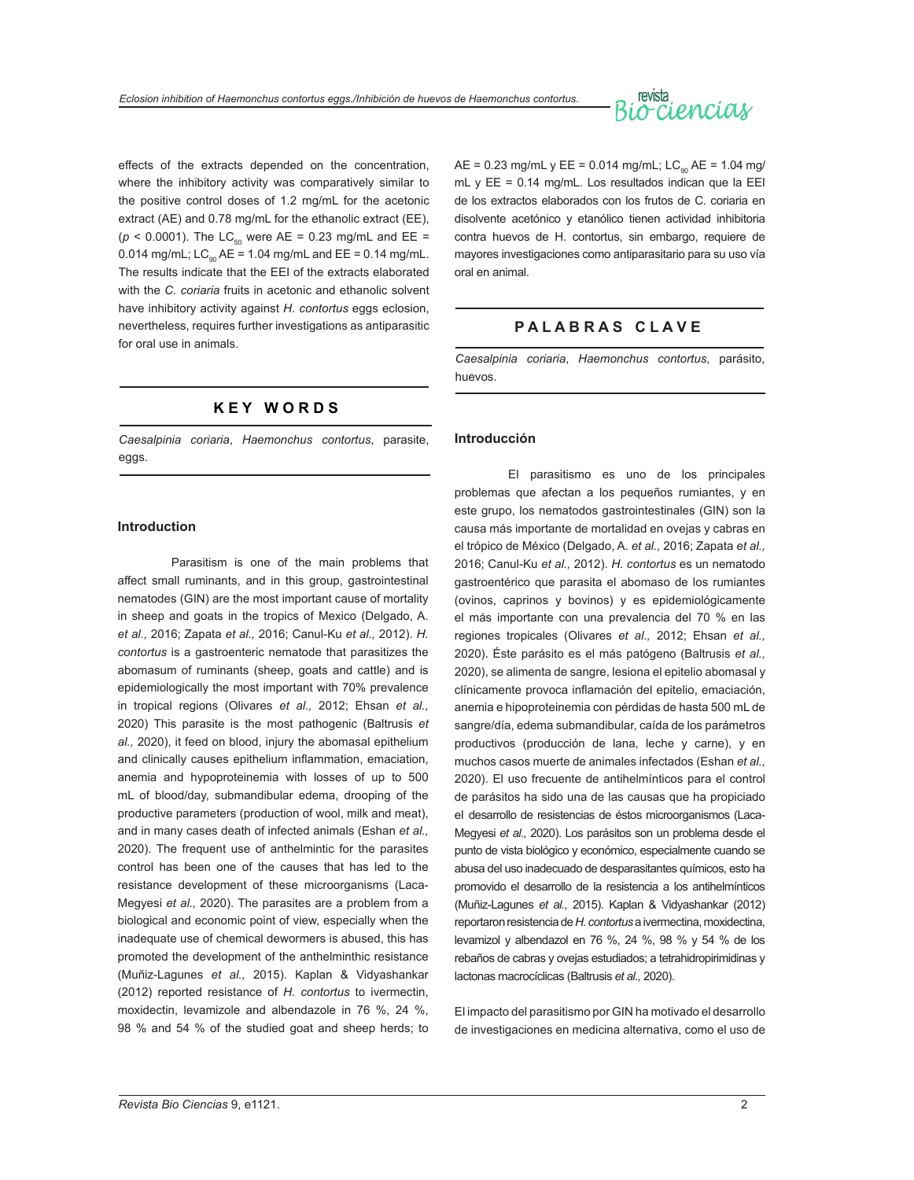effects of the extracts depended on the concentration, where the inhibitory activity was comparatively similar to the positive control doses of 1.2 mg/mL for the acetonic extract (AE) and 0.78 mg/mL for the ethanolic extract (EE), ($p < 0.0001$). The $LC_{50}$ were AE = 0.23 mg/mL and EE = 0.014 mg/mL; $LC_{90}$ AE = 1.04 mg/mL and EE = 0.14 mg/mL. The results indicate that the EEI of the extracts elaborated with the *C. coriaria* fruits in acetonic and ethanolic solvent have inhibitory activity against *H. contortus* eggs eclosion, nevertheless, requires further investigations as antiparasitic for oral use in animals.

## KEY WORDS

*Caesalpinia coriaria*, *Haemonchus contortus*, parasite, eggs.

## Introduction

Parasitism is one of the main problems that affect small ruminants, and in this group, gastrointestinal nematodes (GIN) are the most important cause of mortality in sheep and goats in the tropics of Mexico (Delgado, A. *et al.,* 2016; Zapata *et al.,* 2016; Canul-Ku *et al.,* 2012). *H. contortus* is a gastroenteric nematode that parasitizes the abomasum of ruminants (sheep, goats and cattle) and is epidemiologically the most important with 70% prevalence in tropical regions (Olivares *et al.,* 2012; Ehsan *et al.,* 2020) This parasite is the most pathogenic (Baltrusis *et al.,* 2020), it feed on blood, injury the abomasal epithelium and clinically causes epithelium inflammation, emaciation, anemia and hypoproteinemia with losses of up to 500 mL of blood/day, submandibular edema, drooping of the productive parameters (production of wool, milk and meat), and in many cases death of infected animals (Eshan *et al.,* 2020). The frequent use of anthelmintic for the parasites control has been one of the causes that has led to the resistance development of these microorganisms (Laca-Megyesi *et al.,* 2020). The parasites are a problem from a biological and economic point of view, especially when the inadequate use of chemical dewormers is abused, this has promoted the development of the anthelminthic resistance (Muñiz-Lagunes *et al.,* 2015). Kaplan & Vidyashankar (2012) reported resistance of *H. contortus* to ivermectin, moxidectin, levamizole and albendazole in 76 %, 24 %, 98 % and 54 % of the studied goat and sheep herds; to

AE = 0.23 mg/mL y EE = 0.014 mg/mL; $LC_{90}$ AE = 1.04 mg/mL y EE = 0.14 mg/mL. Los resultados indican que la EEI de los extractos elaborados con los frutos de C. coriaria en disolvente acetónico y etanólico tienen actividad inhibitoria contra huevos de H. contortus, sin embargo, requiere de mayores investigaciones como antiparasitario para su uso vía oral en animal.

## PALABRAS CLAVE

*Caesalpinia coriaria*, *Haemonchus contortus*, parásito, huevos.

## Introducción

El parasitismo es uno de los principales problemas que afectan a los pequeños rumiantes, y en este grupo, los nematodos gastrointestinales (GIN) son la causa más importante de mortalidad en ovejas y cabras en el trópico de México (Delgado, A. *et al.,* 2016; Zapata *et al.,* 2016; Canul-Ku *et al.,* 2012). *H. contortus* es un nematodo gastroentérico que parasita el abomaso de los rumiantes (ovinos, caprinos y bovinos) y es epidemiológicamente el más importante con una prevalencia del 70 % en las regiones tropicales (Olivares *et al.,* 2012; Ehsan *et al.,* 2020). Éste parásito es el más patógeno (Baltrusis *et al.,* 2020), se alimenta de sangre, lesiona el epitelio abomasal y clínicamente provoca inflamación del epitelio, emaciación, anemia e hipoproteinemia con pérdidas de hasta 500 mL de sangre/día, edema submandibular, caída de los parámetros productivos (producción de lana, leche y carne), y en muchos casos muerte de animales infectados (Eshan *et al.,* 2020). El uso frecuente de antihelmínticos para el control de parásitos ha sido una de las causas que ha propiciado el desarrollo de resistencias de éstos microorganismos (Laca-Megyesi *et al.,* 2020). Los parásitos son un problema desde el punto de vista biológico y económico, especialmente cuando se abusa del uso inadecuado de desparasitantes químicos, esto ha promovido el desarrollo de la resistencia a los antihelmínticos (Muñiz-Lagunes *et al.,* 2015). Kaplan & Vidyashankar (2012) reportaron resistencia de *H. contortus* a ivermectina, moxidectina, levamizol y albendazol en 76 %, 24 %, 98 % y 54 % de los rebaños de cabras y ovejas estudiados; a tetrahidropirimidinas y lactonas macrocíclicas (Baltrusis *et al.,* 2020).

El impacto del parasitismo por GIN ha motivado el desarrollo de investigaciones en medicina alternativa, como el uso de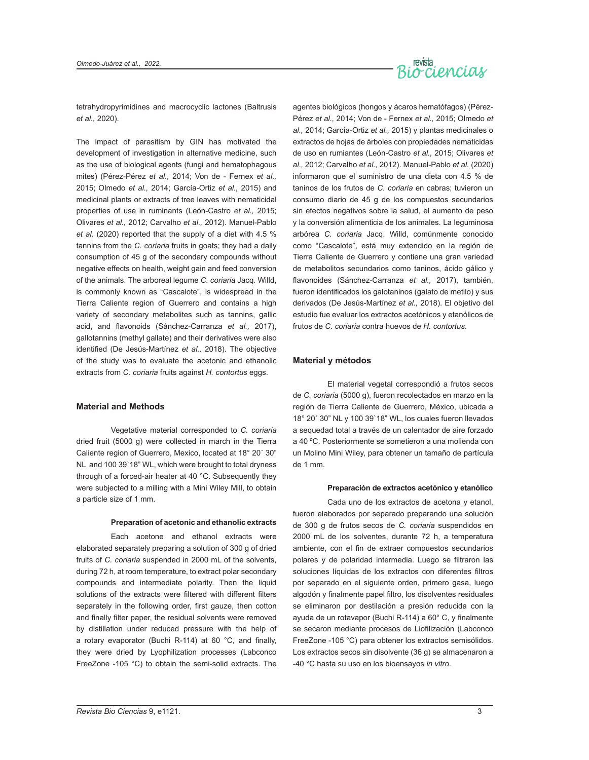tetrahydropyrimidines and macrocyclic lactones (Baltrusis *et al.,* 2020).

The impact of parasitism by GIN has motivated the development of investigation in alternative medicine, such as the use of biological agents (fungi and hematophagous mites) (Pérez-Pérez *et al.,* 2014; Von de - Fernex *et al.,* 2015; Olmedo *et al.,* 2014; García-Ortiz *et al.,* 2015) and medicinal plants or extracts of tree leaves with nematicidal properties of use in ruminants (León-Castro *et al.,* 2015; Olivares *et al.,* 2012; Carvalho *et al.,* 2012). Manuel-Pablo *et al.* (2020) reported that the supply of a diet with 4.5 % tannins from the *C. coriaria* fruits in goats; they had a daily consumption of 45 g of the secondary compounds without negative effects on health, weight gain and feed conversion of the animals. The arboreal legume *C. coriaria* Jacq. Willd, is commonly known as "Cascalote", is widespread in the Tierra Caliente region of Guerrero and contains a high variety of secondary metabolites such as tannins, gallic acid, and flavonoids (Sánchez-Carranza *et al.,* 2017), gallotannins (methyl gallate) and their derivatives were also identified (De Jesús-Martínez *et al.,* 2018). The objective of the study was to evaluate the acetonic and ethanolic extracts from *C. coriaria* fruits against *H. contortus* eggs.

## Material and Methods

Vegetative material corresponded to *C. coriaria* dried fruit (5000 g) were collected in march in the Tierra Caliente region of Guerrero, Mexico, located at 18° 20´ 30" NL and 100 39`18" WL, which were brought to total dryness through of a forced-air heater at 40 °C. Subsequently they were subjected to a milling with a Mini Wiley Mill, to obtain a particle size of 1 mm.

### Preparation of acetonic and ethanolic extracts

Each acetone and ethanol extracts were elaborated separately preparing a solution of 300 g of dried fruits of *C. coriaria* suspended in 2000 mL of the solvents, during 72 h, at room temperature, to extract polar secondary compounds and intermediate polarity. Then the liquid solutions of the extracts were filtered with different filters separately in the following order, first gauze, then cotton and finally filter paper, the residual solvents were removed by distillation under reduced pressure with the help of a rotary evaporator (Buchi R-114) at 60 °C, and finally, they were dried by Lyophilization processes (Labconco FreeZone -105 °C) to obtain the semi-solid extracts. The

agentes biológicos (hongos y ácaros hematófagos) (Pérez-Pérez *et al.,* 2014; Von de - Fernex *et al.,* 2015; Olmedo *et al.,* 2014; García-Ortiz *et al.,* 2015) y plantas medicinales o extractos de hojas de árboles con propiedades nematicidas de uso en rumiantes (León-Castro *et al.,* 2015; Olivares *et al.,* 2012; Carvalho *et al.,* 2012). Manuel-Pablo *et al.* (2020) informaron que el suministro de una dieta con 4.5 % de taninos de los frutos de *C. coriaria* en cabras; tuvieron un consumo diario de 45 g de los compuestos secundarios sin efectos negativos sobre la salud, el aumento de peso y la conversión alimenticia de los animales. La leguminosa arbórea *C. coriaria* Jacq. Willd, comúnmente conocido como "Cascalote", está muy extendido en la región de Tierra Caliente de Guerrero y contiene una gran variedad de metabolitos secundarios como taninos, ácido gálico y flavonoides (Sánchez-Carranza *et al.,* 2017), también, fueron identificados los galotaninos (galato de metilo) y sus derivados (De Jesús-Martínez *et al.,* 2018). El objetivo del estudio fue evaluar los extractos acetónicos y etanólicos de frutos de *C. coriaria* contra huevos de *H. contortus*.

## Material y métodos

El material vegetal correspondió a frutos secos de *C. coriaria* (5000 g), fueron recolectados en marzo en la región de Tierra Caliente de Guerrero, México, ubicada a 18° 20´ 30" NL y 100 39`18" WL, los cuales fueron llevados a sequedad total a través de un calentador de aire forzado a 40 ºC. Posteriormente se sometieron a una molienda con un Molino Mini Wiley, para obtener un tamaño de partícula de 1 mm.

### Preparación de extractos acetónico y etanólico

Cada uno de los extractos de acetona y etanol, fueron elaborados por separado preparando una solución de 300 g de frutos secos de *C. coriaria* suspendidos en 2000 mL de los solventes, durante 72 h, a temperatura ambiente, con el fin de extraer compuestos secundarios polares y de polaridad intermedia. Luego se filtraron las soluciones líquidas de los extractos con diferentes filtros por separado en el siguiente orden, primero gasa, luego algodón y finalmente papel filtro, los disolventes residuales se eliminaron por destilación a presión reducida con la ayuda de un rotavapor (Buchi R-114) a 60° C, y finalmente se secaron mediante procesos de Liofilización (Labconco FreeZone -105 °C) para obtener los extractos semisólidos. Los extractos secos sin disolvente (36 g) se almacenaron a -40 °C hasta su uso en los bioensayos *in vitro*.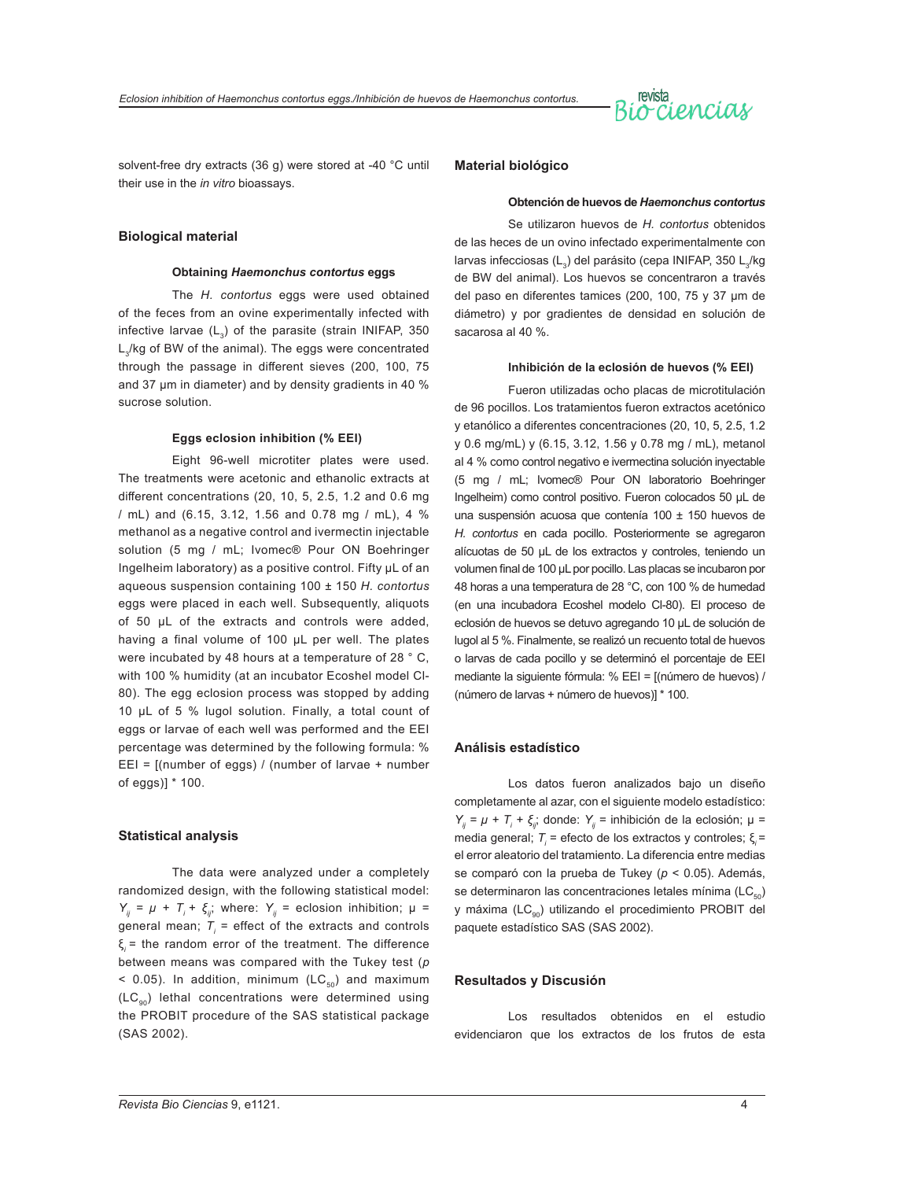solvent-free dry extracts (36 g) were stored at -40 °C until their use in the *in vitro* bioassays.

## Biological material

### Obtaining *Haemonchus contortus* eggs

The *H. contortus* eggs were used obtained of the feces from an ovine experimentally infected with infective larvae ($L_3$) of the parasite (strain INIFAP, 350 $L_3$/kg of BW of the animal). The eggs were concentrated through the passage in different sieves (200, 100, 75 and 37 µm in diameter) and by density gradients in 40 % sucrose solution.

### Eggs eclosion inhibition (% EEI)

Eight 96-well microtiter plates were used. The treatments were acetonic and ethanolic extracts at different concentrations (20, 10, 5, 2.5, 1.2 and 0.6 mg / mL) and (6.15, 3.12, 1.56 and 0.78 mg / mL), 4 % methanol as a negative control and ivermectin injectable solution (5 mg / mL; Ivomec® Pour ON Boehringer Ingelheim laboratory) as a positive control. Fifty µL of an aqueous suspension containing 100 ± 150 *H. contortus* eggs were placed in each well. Subsequently, aliquots of 50 µL of the extracts and controls were added, having a final volume of 100 µL per well. The plates were incubated by 48 hours at a temperature of 28 ° C, with 100 % humidity (at an incubator Ecoshel model Cl-80). The egg eclosion process was stopped by adding 10 µL of 5 % lugol solution. Finally, a total count of eggs or larvae of each well was performed and the EEI percentage was determined by the following formula: % EEI = [(number of eggs) / (number of larvae + number of eggs)] * 100.

## Statistical analysis

The data were analyzed under a completely randomized design, with the following statistical model: $Y_{ij} = \mu + T_i + \xi_{ij}$; where: $Y_{ij}$ = eclosion inhibition; $\mu$ = general mean; $T_i$ = effect of the extracts and controls $\xi_i$ = the random error of the treatment. The difference between means was compared with the Tukey test ($p < 0.05$). In addition, minimum ($LC_{50}$) and maximum ($LC_{90}$) lethal concentrations were determined using the PROBIT procedure of the SAS statistical package (SAS 2002).

## Material biológico

### Obtención de huevos de *Haemonchus contortus*

Se utilizaron huevos de *H. contortus* obtenidos de las heces de un ovino infectado experimentalmente con larvas infecciosas ($L_3$) del parásito (cepa INIFAP, 350 $L_3$/kg de BW del animal). Los huevos se concentraron a través del paso en diferentes tamices (200, 100, 75 y 37 µm de diámetro) y por gradientes de densidad en solución de sacarosa al 40 %.

### Inhibición de la eclosión de huevos (% EEI)

Fueron utilizadas ocho placas de microtitulación de 96 pocillos. Los tratamientos fueron extractos acetónico y etanólico a diferentes concentraciones (20, 10, 5, 2.5, 1.2 y 0.6 mg/mL) y (6.15, 3.12, 1.56 y 0.78 mg / mL), metanol al 4 % como control negativo e ivermectina solución inyectable (5 mg / mL; Ivomec® Pour ON laboratorio Boehringer Ingelheim) como control positivo. Fueron colocados 50 µL de una suspensión acuosa que contenía 100 ± 150 huevos de *H. contortus* en cada pocillo. Posteriormente se agregaron alícuotas de 50 µL de los extractos y controles, teniendo un volumen final de 100 µL por pocillo. Las placas se incubaron por 48 horas a una temperatura de 28 °C, con 100 % de humedad (en una incubadora Ecoshel modelo Cl-80). El proceso de eclosión de huevos se detuvo agregando 10 µL de solución de lugol al 5 %. Finalmente, se realizó un recuento total de huevos o larvas de cada pocillo y se determinó el porcentaje de EEI mediante la siguiente fórmula: % EEI = [(número de huevos) / (número de larvas + número de huevos)] * 100.

## Análisis estadístico

Los datos fueron analizados bajo un diseño completamente al azar, con el siguiente modelo estadístico: $Y_{ij} = \mu + T_i + \xi_{ij}$; donde: $Y_{ij}$ = inhibición de la eclosión; $\mu$ = media general; $T_i$ = efecto de los extractos y controles; $\xi_i$ = el error aleatorio del tratamiento. La diferencia entre medias se comparó con la prueba de Tukey ($p < 0.05$). Además, se determinaron las concentraciones letales mínima ($LC_{50}$) y máxima ($LC_{90}$) utilizando el procedimiento PROBIT del paquete estadístico SAS (SAS 2002).

## Resultados y Discusión

Los resultados obtenidos en el estudio evidenciaron que los extractos de los frutos de esta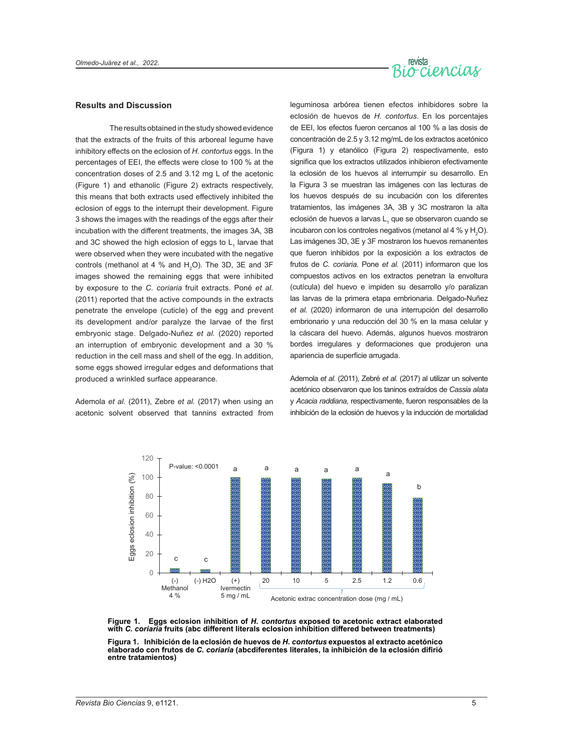## Results and Discussion

The results obtained in the study showed evidence that the extracts of the fruits of this arboreal legume have inhibitory effects on the eclosion of *H. contortus* eggs. In the percentages of EEI, the effects were close to 100 % at the concentration doses of 2.5 and 3.12 mg L of the acetonic (Figure 1) and ethanolic (Figure 2) extracts respectively, this means that both extracts used effectively inhibited the eclosion of eggs to the interrupt their development. Figure 3 shows the images with the readings of the eggs after their incubation with the different treatments, the images 3A, 3B and 3C showed the high eclosion of eggs to $L_1$ larvae that were observed when they were incubated with the negative controls (methanol at 4 % and $H_2O$). The 3D, 3E and 3F images showed the remaining eggs that were inhibited by exposure to the *C. coriaria* fruit extracts. Poné *et al.* (2011) reported that the active compounds in the extracts penetrate the envelope (cuticle) of the egg and prevent its development and/or paralyze the larvae of the first embryonic stage. Delgado-Nuñez *et al.* (2020) reported an interruption of embryonic development and a 30 % reduction in the cell mass and shell of the egg. In addition, some eggs showed irregular edges and deformations that produced a wrinkled surface appearance.

Ademola *et al.* (2011), Zebre *et al.* (2017) when using an acetonic solvent observed that tannins extracted from leguminosa arbórea tienen efectos inhibidores sobre la eclosión de huevos de *H. contortus*. En los porcentajes de EEI, los efectos fueron cercanos al 100 % a las dosis de concentración de 2.5 y 3.12 mg/mL de los extractos acetónico (Figura 1) y etanólico (Figura 2) respectivamente, esto significa que los extractos utilizados inhibieron efectivamente la eclosión de los huevos al interrumpir su desarrollo. En la Figura 3 se muestran las imágenes con las lecturas de los huevos después de su incubación con los diferentes tratamientos, las imágenes 3A, 3B y 3C mostraron la alta eclosión de huevos a larvas $L_1$ que se observaron cuando se incubaron con los controles negativos (metanol al 4 % y $H_2O$). Las imágenes 3D, 3E y 3F mostraron los huevos remanentes que fueron inhibidos por la exposición a los extractos de frutos de *C. coriaria*. Pone *et al.* (2011) informaron que los compuestos activos en los extractos penetran la envoltura (cutícula) del huevo e impiden su desarrollo y/o paralizan las larvas de la primera etapa embrionaria. Delgado-Nuñez *et al.* (2020) informaron de una interrupción del desarrollo embrionario y una reducción del 30 % en la masa celular y la cáscara del huevo. Además, algunos huevos mostraron bordes irregulares y deformaciones que produjeron una apariencia de superficie arrugada.

Ademola *et al.* (2011), Zebré *et al.* (2017) al utilizar un solvente acetónico observaron que los taninos extraídos de *Cassia alata* y *Acacia raddiana*, respectivamente, fueron responsables de la inhibición de la eclosión de huevos y la inducción de mortalidad

**Figure 1. Eggs eclosion inhibition of *H. contortus* exposed to acetonic extract elaborated with *C. coriaria* fruits (abc different literals eclosion inhibition differed between treatments)**

**Figura 1. Inhibición de la eclosión de huevos de *H. contortus* expuestos al extracto acetónico elaborado con frutos de *C. coriaria* (abcdiferentes literales, la inhibición de la eclosión difirió entre tratamientos)**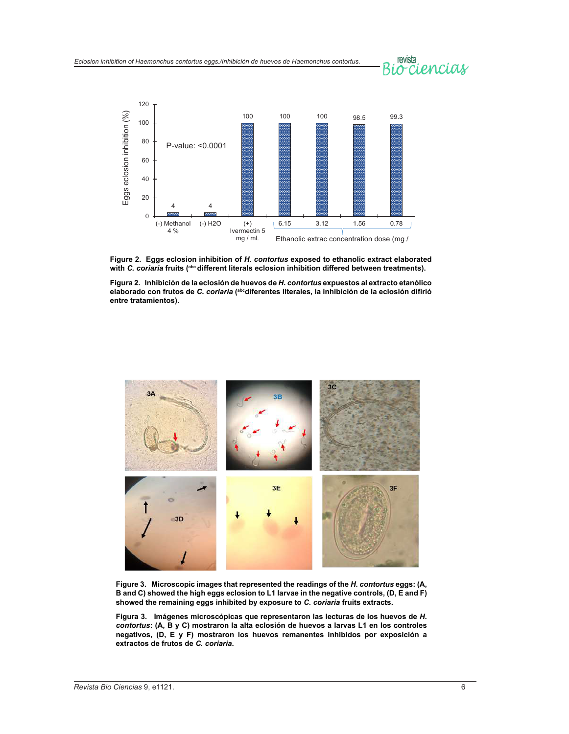**Figure 2. Eggs eclosion inhibition of *H. contortus* exposed to ethanolic extract elaborated with *C. coriaria* fruits ([abc] different literals eclosion inhibition differed between treatments).**

**Figura 2. Inhibición de la eclosión de huevos de *H. contortus* expuestos al extracto etanólico elaborado con frutos de *C. coriaria* ([abc]diferentes literales, la inhibición de la eclosión difirió entre tratamientos).**

**Figure 3. Microscopic images that represented the readings of the *H. contortus* eggs: (A, B and C) showed the high eggs eclosion to L1 larvae in the negative controls, (D, E and F) showed the remaining eggs inhibited by exposure to *C. coriaria* fruits extracts.**

**Figura 3. Imágenes microscópicas que representaron las lecturas de los huevos de *H. contortus*: (A, B y C) mostraron la alta eclosión de huevos a larvas L1 en los controles negativos, (D, E y F) mostraron los huevos remanentes inhibidos por exposición a extractos de frutos de *C. coriaria*.**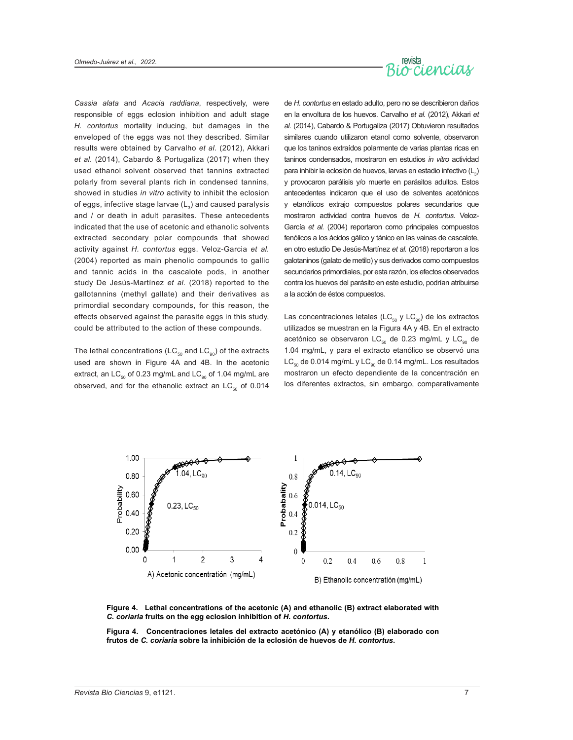*Cassia alata* and *Acacia raddiana*, respectively, were responsible of eggs eclosion inhibition and adult stage *H. contortus* mortality inducing, but damages in the enveloped of the eggs was not they described. Similar results were obtained by Carvalho *et al.* (2012), Akkari *et al.* (2014), Cabardo & Portugaliza (2017) when they used ethanol solvent observed that tannins extracted polarly from several plants rich in condensed tannins, showed in studies *in vitro* activity to inhibit the eclosion of eggs, infective stage larvae ($L_3$) and caused paralysis and / or death in adult parasites. These antecedents indicated that the use of acetonic and ethanolic solvents extracted secondary polar compounds that showed activity against *H. contortus* eggs. Veloz-Garcia *et al.* (2004) reported as main phenolic compounds to gallic and tannic acids in the cascalote pods, in another study De Jesús-Martínez *et al.* (2018) reported to the gallotannins (methyl gallate) and their derivatives as primordial secondary compounds, for this reason, the effects observed against the parasite eggs in this study, could be attributed to the action of these compounds.

The lethal concentrations ($LC_{50}$ and $LC_{90}$) of the extracts used are shown in Figure 4A and 4B. In the acetonic extract, an $LC_{50}$ of 0.23 mg/mL and $LC_{90}$ of 1.04 mg/mL are observed, and for the ethanolic extract an $LC_{50}$ of 0.014

de *H. contortus* en estado adulto, pero no se describieron daños en la envoltura de los huevos. Carvalho *et al.* (2012), Akkari *et al.* (2014), Cabardo & Portugaliza (2017) Obtuvieron resultados similares cuando utilizaron etanol como solvente, observaron que los taninos extraídos polarmente de varias plantas ricas en taninos condensados, mostraron en estudios *in vitro* actividad para inhibir la eclosión de huevos, larvas en estadio infectivo ($L_3$) y provocaron parálisis y/o muerte en parásitos adultos. Estos antecedentes indicaron que el uso de solventes acetónicos y etanólicos extrajo compuestos polares secundarios que mostraron actividad contra huevos de *H. contortus*. Veloz-García *et al.* (2004) reportaron como principales compuestos fenólicos a los ácidos gálico y tánico en las vainas de cascalote, en otro estudio De Jesús-Martínez *et al.* (2018) reportaron a los galotaninos (galato de metilo) y sus derivados como compuestos secundarios primordiales, por esta razón, los efectos observados contra los huevos del parásito en este estudio, podrían atribuirse a la acción de éstos compuestos.

Las concentraciones letales ($LC_{50}$ y $LC_{90}$) de los extractos utilizados se muestran en la Figura 4A y 4B. En el extracto acetónico se observaron $LC_{50}$ de 0.23 mg/mL y $LC_{90}$ de 1.04 mg/mL, y para el extracto etanólico se observó una $LC_{50}$ de 0.014 mg/mL y $LC_{90}$ de 0.14 mg/mL. Los resultados mostraron un efecto dependiente de la concentración en los diferentes extractos, sin embargo, comparativamente

**Figure 4. Lethal concentrations of the acetonic (A) and ethanolic (B) extract elaborated with *C. coriaria* fruits on the egg eclosion inhibition of *H. contortus*.**

**Figura 4. Concentraciones letales del extracto acetónico (A) y etanólico (B) elaborado con frutos de *C. coriaria* sobre la inhibición de la eclosión de huevos de *H. contortus*.**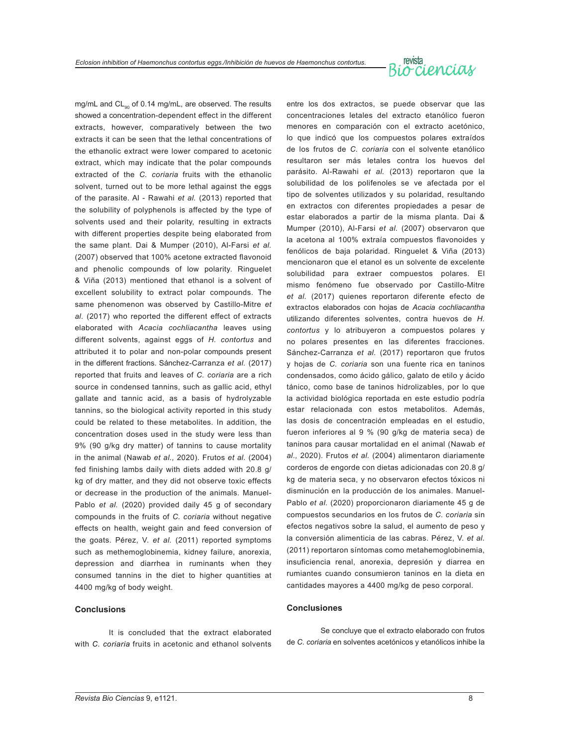mg/mL and $CL_{90}$ of 0.14 mg/mL, are observed. The results showed a concentration-dependent effect in the different extracts, however, comparatively between the two extracts it can be seen that the lethal concentrations of the ethanolic extract were lower compared to acetonic extract, which may indicate that the polar compounds extracted of the *C. coriaria* fruits with the ethanolic solvent, turned out to be more lethal against the eggs of the parasite. Al - Rawahi *et al.* (2013) reported that the solubility of polyphenols is affected by the type of solvents used and their polarity, resulting in extracts with different properties despite being elaborated from the same plant. Dai & Mumper (2010), Al-Farsi *et al.* (2007) observed that 100% acetone extracted flavonoid and phenolic compounds of low polarity. Ringuelet & Viña (2013) mentioned that ethanol is a solvent of excellent solubility to extract polar compounds. The same phenomenon was observed by Castillo-Mitre *et al.* (2017) who reported the different effect of extracts elaborated with *Acacia cochliacantha* leaves using different solvents, against eggs of *H. contortus* and attributed it to polar and non-polar compounds present in the different fractions. Sánchez-Carranza *et al.* (2017) reported that fruits and leaves of *C. coriaria* are a rich source in condensed tannins, such as gallic acid, ethyl gallate and tannic acid, as a basis of hydrolyzable tannins, so the biological activity reported in this study could be related to these metabolites. In addition, the concentration doses used in the study were less than 9% (90 g/kg dry matter) of tannins to cause mortality in the animal (Nawab *et al.,* 2020). Frutos *et al.* (2004) fed finishing lambs daily with diets added with 20.8 g/kg of dry matter, and they did not observe toxic effects or decrease in the production of the animals. Manuel-Pablo *et al.* (2020) provided daily 45 g of secondary compounds in the fruits of *C. coriaria* without negative effects on health, weight gain and feed conversion of the goats. Pérez, V. *et al.* (2011) reported symptoms such as methemoglobinemia, kidney failure, anorexia, depression and diarrhea in ruminants when they consumed tannins in the diet to higher quantities at 4400 mg/kg of body weight.

## Conclusions

It is concluded that the extract elaborated with *C. coriaria* fruits in acetonic and ethanol solvents

entre los dos extractos, se puede observar que las concentraciones letales del extracto etanólico fueron menores en comparación con el extracto acetónico, lo que indicó que los compuestos polares extraídos de los frutos de *C. coriaria* con el solvente etanólico resultaron ser más letales contra los huevos del parásito. Al-Rawahi *et al.* (2013) reportaron que la solubilidad de los polifenoles se ve afectada por el tipo de solventes utilizados y su polaridad, resultando en extractos con diferentes propiedades a pesar de estar elaborados a partir de la misma planta. Dai & Mumper (2010), Al-Farsi *et al.* (2007) observaron que la acetona al 100% extraía compuestos flavonoides y fenólicos de baja polaridad. Ringuelet & Viña (2013) mencionaron que el etanol es un solvente de excelente solubilidad para extraer compuestos polares. El mismo fenómeno fue observado por Castillo-Mitre *et al.* (2017) quienes reportaron diferente efecto de extractos elaborados con hojas de *Acacia cochliacantha* utilizando diferentes solventes, contra huevos de *H. contortus* y lo atribuyeron a compuestos polares y no polares presentes en las diferentes fracciones. Sánchez-Carranza *et al.* (2017) reportaron que frutos y hojas de *C. coriaria* son una fuente rica en taninos condensados, como ácido gálico, galato de etilo y ácido tánico, como base de taninos hidrolizables, por lo que la actividad biológica reportada en este estudio podría estar relacionada con estos metabolitos. Además, las dosis de concentración empleadas en el estudio, fueron inferiores al 9 % (90 g/kg de materia seca) de taninos para causar mortalidad en el animal (Nawab *et al.,* 2020). Frutos *et al.* (2004) alimentaron diariamente corderos de engorde con dietas adicionadas con 20.8 g/kg de materia seca, y no observaron efectos tóxicos ni disminución en la producción de los animales. Manuel-Pablo *et al.* (2020) proporcionaron diariamente 45 g de compuestos secundarios en los frutos de *C. coriaria* sin efectos negativos sobre la salud, el aumento de peso y la conversión alimenticia de las cabras. Pérez, V. *et al.* (2011) reportaron síntomas como metahemoglobinemia, insuficiencia renal, anorexia, depresión y diarrea en rumiantes cuando consumieron taninos en la dieta en cantidades mayores a 4400 mg/kg de peso corporal.

## Conclusiones

Se concluye que el extracto elaborado con frutos de *C. coriaria* en solventes acetónicos y etanólicos inhibe la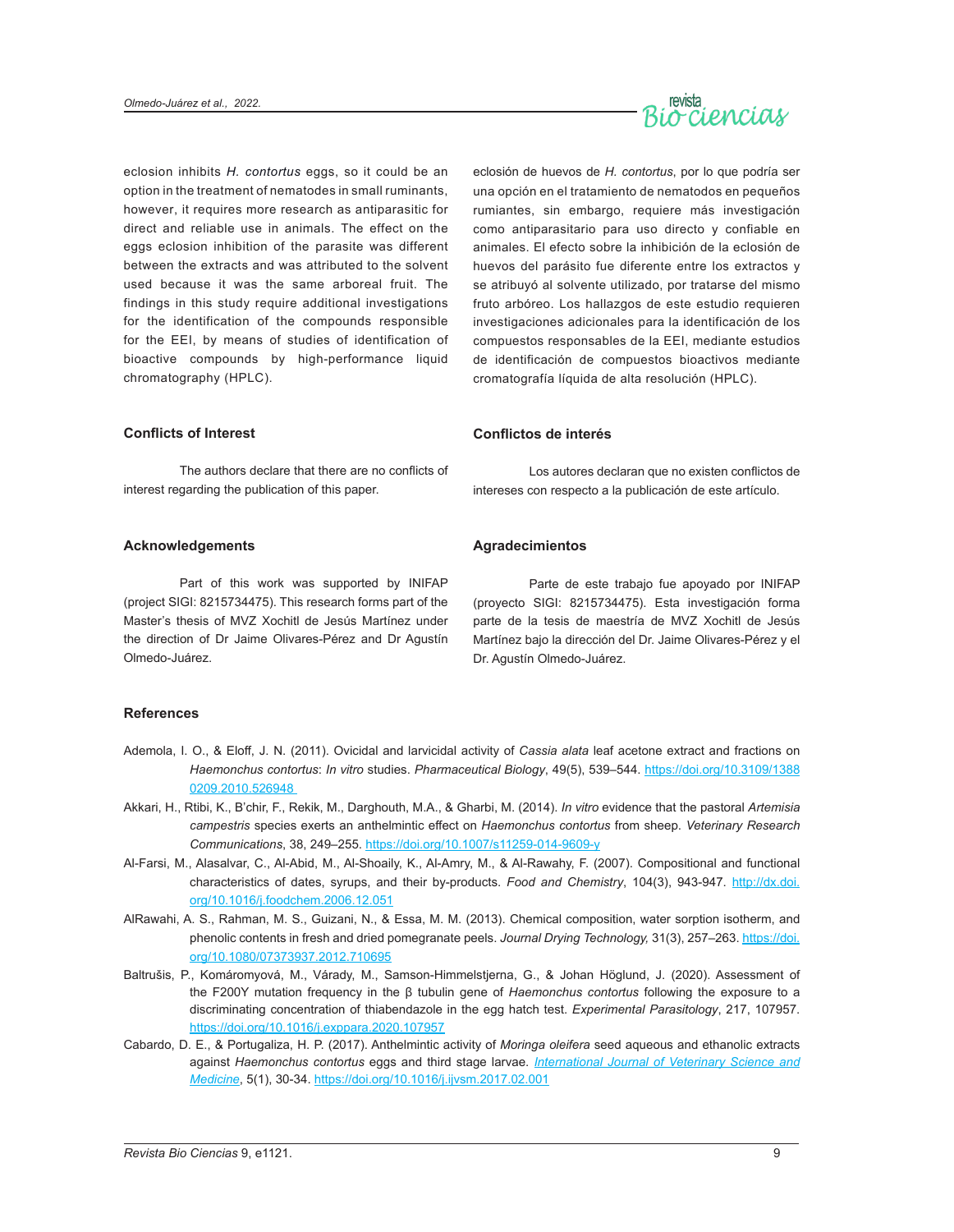eclosion inhibits *H. contortus* eggs, so it could be an option in the treatment of nematodes in small ruminants, however, it requires more research as antiparasitic for direct and reliable use in animals. The effect on the eggs eclosion inhibition of the parasite was different between the extracts and was attributed to the solvent used because it was the same arboreal fruit. The findings in this study require additional investigations for the identification of the compounds responsible for the EEI, by means of studies of identification of bioactive compounds by high-performance liquid chromatography (HPLC).

eclosión de huevos de *H. contortus*, por lo que podría ser una opción en el tratamiento de nematodos en pequeños rumiantes, sin embargo, requiere más investigación como antiparasitario para uso directo y confiable en animales. El efecto sobre la inhibición de la eclosión de huevos del parásito fue diferente entre los extractos y se atribuyó al solvente utilizado, por tratarse del mismo fruto arbóreo. Los hallazgos de este estudio requieren investigaciones adicionales para la identificación de los compuestos responsables de la EEI, mediante estudios de identificación de compuestos bioactivos mediante cromatografía líquida de alta resolución (HPLC).

## Conflicts of Interest

The authors declare that there are no conflicts of interest regarding the publication of this paper.

## Conflictos de interés

Los autores declaran que no existen conflictos de intereses con respecto a la publicación de este artículo.

## Acknowledgements

Part of this work was supported by INIFAP (project SIGI: 8215734475). This research forms part of the Master's thesis of MVZ Xochitl de Jesús Martínez under the direction of Dr Jaime Olivares-Pérez and Dr Agustín Olmedo-Juárez.

## Agradecimientos

Parte de este trabajo fue apoyado por INIFAP (proyecto SIGI: 8215734475). Esta investigación forma parte de la tesis de maestría de MVZ Xochitl de Jesús Martínez bajo la dirección del Dr. Jaime Olivares-Pérez y el Dr. Agustín Olmedo-Juárez.

## References

Ademola, I. O., & Eloff, J. N. (2011). Ovicidal and larvicidal activity of *Cassia alata* leaf acetone extract and fractions on *Haemonchus contortus*: *In vitro* studies. *Pharmaceutical Biology*, 49(5), 539–544. https://doi.org/10.3109/13880209.2010.526948

Akkari, H., Rtibi, K., B'chir, F., Rekik, M., Darghouth, M.A., & Gharbi, M. (2014). *In vitro* evidence that the pastoral *Artemisia campestris* species exerts an anthelmintic effect on *Haemonchus contortus* from sheep. *Veterinary Research Communications*, 38, 249–255. https://doi.org/10.1007/s11259-014-9609-y

Al-Farsi, M., Alasalvar, C., Al-Abid, M., Al-Shoaily, K., Al-Amry, M., & Al-Rawahy, F. (2007). Compositional and functional characteristics of dates, syrups, and their by-products. *Food and Chemistry*, 104(3), 943-947. http://dx.doi.org/10.1016/j.foodchem.2006.12.051

AlRawahi, A. S., Rahman, M. S., Guizani, N., & Essa, M. M. (2013). Chemical composition, water sorption isotherm, and phenolic contents in fresh and dried pomegranate peels. *Journal Drying Technology,* 31(3), 257–263. https://doi.org/10.1080/07373937.2012.710695

Baltrušis, P., Komáromyová, M., Várady, M., Samson-Himmelstjerna, G., & Johan Höglund, J. (2020). Assessment of the F200Y mutation frequency in the β tubulin gene of *Haemonchus contortus* following the exposure to a discriminating concentration of thiabendazole in the egg hatch test. *Experimental Parasitology*, 217, 107957. https://doi.org/10.1016/j.exppara.2020.107957

Cabardo, D. E., & Portugaliza, H. P. (2017). Anthelmintic activity of *Moringa oleifera* seed aqueous and ethanolic extracts against *Haemonchus contortus* eggs and third stage larvae. *International Journal of Veterinary Science and Medicine*, 5(1), 30-34. https://doi.org/10.1016/j.ijvsm.2017.02.001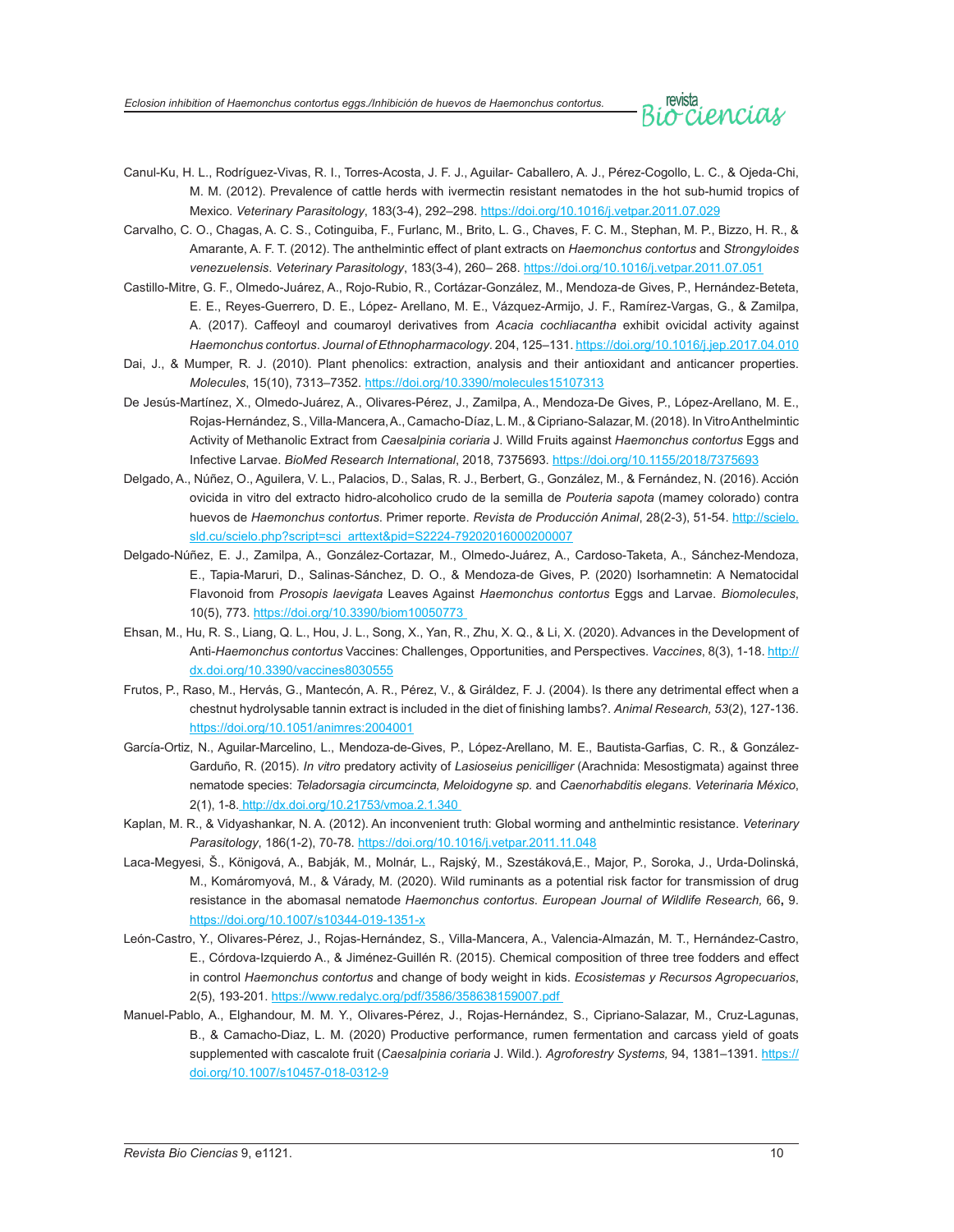Canul-Ku, H. L., Rodríguez-Vivas, R. I., Torres-Acosta, J. F. J., Aguilar- Caballero, A. J., Pérez-Cogollo, L. C., & Ojeda-Chi, M. M. (2012). Prevalence of cattle herds with ivermectin resistant nematodes in the hot sub-humid tropics of Mexico. *Veterinary Parasitology*, 183(3-4), 292–298. https://doi.org/10.1016/j.vetpar.2011.07.029

Carvalho, C. O., Chagas, A. C. S., Cotinguiba, F., Furlanc, M., Brito, L. G., Chaves, F. C. M., Stephan, M. P., Bizzo, H. R., & Amarante, A. F. T. (2012). The anthelmintic effect of plant extracts on *Haemonchus contortus* and *Strongyloides venezuelensis*. *Veterinary Parasitology*, 183(3-4), 260– 268. https://doi.org/10.1016/j.vetpar.2011.07.051

Castillo-Mitre, G. F., Olmedo-Juárez, A., Rojo-Rubio, R., Cortázar-González, M., Mendoza-de Gives, P., Hernández-Beteta, E. E., Reyes-Guerrero, D. E., López- Arellano, M. E., Vázquez-Armijo, J. F., Ramírez-Vargas, G., & Zamilpa, A. (2017). Caffeoyl and coumaroyl derivatives from *Acacia cochliacantha* exhibit ovicidal activity against *Haemonchus contortus*. *Journal of Ethnopharmacology*. 204, 125–131. https://doi.org/10.1016/j.jep.2017.04.010

Dai, J., & Mumper, R. J. (2010). Plant phenolics: extraction, analysis and their antioxidant and anticancer properties. *Molecules*, 15(10), 7313–7352. https://doi.org/10.3390/molecules15107313

De Jesús-Martínez, X., Olmedo-Juárez, A., Olivares-Pérez, J., Zamilpa, A., Mendoza-De Gives, P., López-Arellano, M. E., Rojas-Hernández, S., Villa-Mancera, A., Camacho-Díaz, L. M., & Cipriano-Salazar, M. (2018). In Vitro Anthelmintic Activity of Methanolic Extract from *Caesalpinia coriaria* J. Willd Fruits against *Haemonchus contortus* Eggs and Infective Larvae. *BioMed Research International*, 2018, 7375693. https://doi.org/10.1155/2018/7375693

Delgado, A., Núñez, O., Aguilera, V. L., Palacios, D., Salas, R. J., Berbert, G., González, M., & Fernández, N. (2016). Acción ovicida in vitro del extracto hidro-alcoholico crudo de la semilla de *Pouteria sapota* (mamey colorado) contra huevos de *Haemonchus contortus*. Primer reporte. *Revista de Producción Animal*, 28(2-3), 51-54. http://scielo.sld.cu/scielo.php?script=sci_arttext&pid=S2224-79202016000200007

Delgado-Núñez, E. J., Zamilpa, A., González-Cortazar, M., Olmedo-Juárez, A., Cardoso-Taketa, A., Sánchez-Mendoza, E., Tapia-Maruri, D., Salinas-Sánchez, D. O., & Mendoza-de Gives, P. (2020) Isorhamnetin: A Nematocidal Flavonoid from *Prosopis laevigata* Leaves Against *Haemonchus contortus* Eggs and Larvae. *Biomolecules*, 10(5), 773. https://doi.org/10.3390/biom10050773

Ehsan, M., Hu, R. S., Liang, Q. L., Hou, J. L., Song, X., Yan, R., Zhu, X. Q., & Li, X. (2020). Advances in the Development of Anti-*Haemonchus contortus* Vaccines: Challenges, Opportunities, and Perspectives. *Vaccines*, 8(3), 1-18. http://dx.doi.org/10.3390/vaccines8030555

Frutos, P., Raso, M., Hervás, G., Mantecón, A. R., Pérez, V., & Giráldez, F. J. (2004). Is there any detrimental effect when a chestnut hydrolysable tannin extract is included in the diet of finishing lambs?. *Animal Research, 53*(2), 127-136. https://doi.org/10.1051/animres:2004001

García-Ortiz, N., Aguilar-Marcelino, L., Mendoza-de-Gives, P., López-Arellano, M. E., Bautista-Garfias, C. R., & González-Garduño, R. (2015). *In vitro* predatory activity of *Lasioseius penicilliger* (Arachnida: Mesostigmata) against three nematode species: *Teladorsagia circumcincta, Meloidogyne sp.* and *Caenorhabditis elegans*. *Veterinaria México*, 2(1), 1-8. http://dx.doi.org/10.21753/vmoa.2.1.340

Kaplan, M. R., & Vidyashankar, N. A. (2012). An inconvenient truth: Global worming and anthelmintic resistance. *Veterinary Parasitology*, 186(1-2), 70-78. https://doi.org/10.1016/j.vetpar.2011.11.048

Laca-Megyesi, Š., Königová, A., Babják, M., Molnár, L., Rajský, M., Szestáková,E., Major, P., Soroka, J., Urda-Dolinská, M., Komáromyová, M., & Várady, M. (2020). Wild ruminants as a potential risk factor for transmission of drug resistance in the abomasal nematode *Haemonchus contortus*. *European Journal of Wildlife Research,* 66**,** 9. https://doi.org/10.1007/s10344-019-1351-x

León-Castro, Y., Olivares-Pérez, J., Rojas-Hernández, S., Villa-Mancera, A., Valencia-Almazán, M. T., Hernández-Castro, E., Córdova-Izquierdo A., & Jiménez-Guillén R. (2015). Chemical composition of three tree fodders and effect in control *Haemonchus contortus* and change of body weight in kids. *Ecosistemas y Recursos Agropecuarios*, 2(5), 193-201. https://www.redalyc.org/pdf/3586/358638159007.pdf

Manuel-Pablo, A., Elghandour, M. M. Y., Olivares-Pérez, J., Rojas-Hernández, S., Cipriano-Salazar, M., Cruz-Lagunas, B., & Camacho-Diaz, L. M. (2020) Productive performance, rumen fermentation and carcass yield of goats supplemented with cascalote fruit (*Caesalpinia coriaria* J. Wild.). *Agroforestry Systems,* 94, 1381–1391. https://doi.org/10.1007/s10457-018-0312-9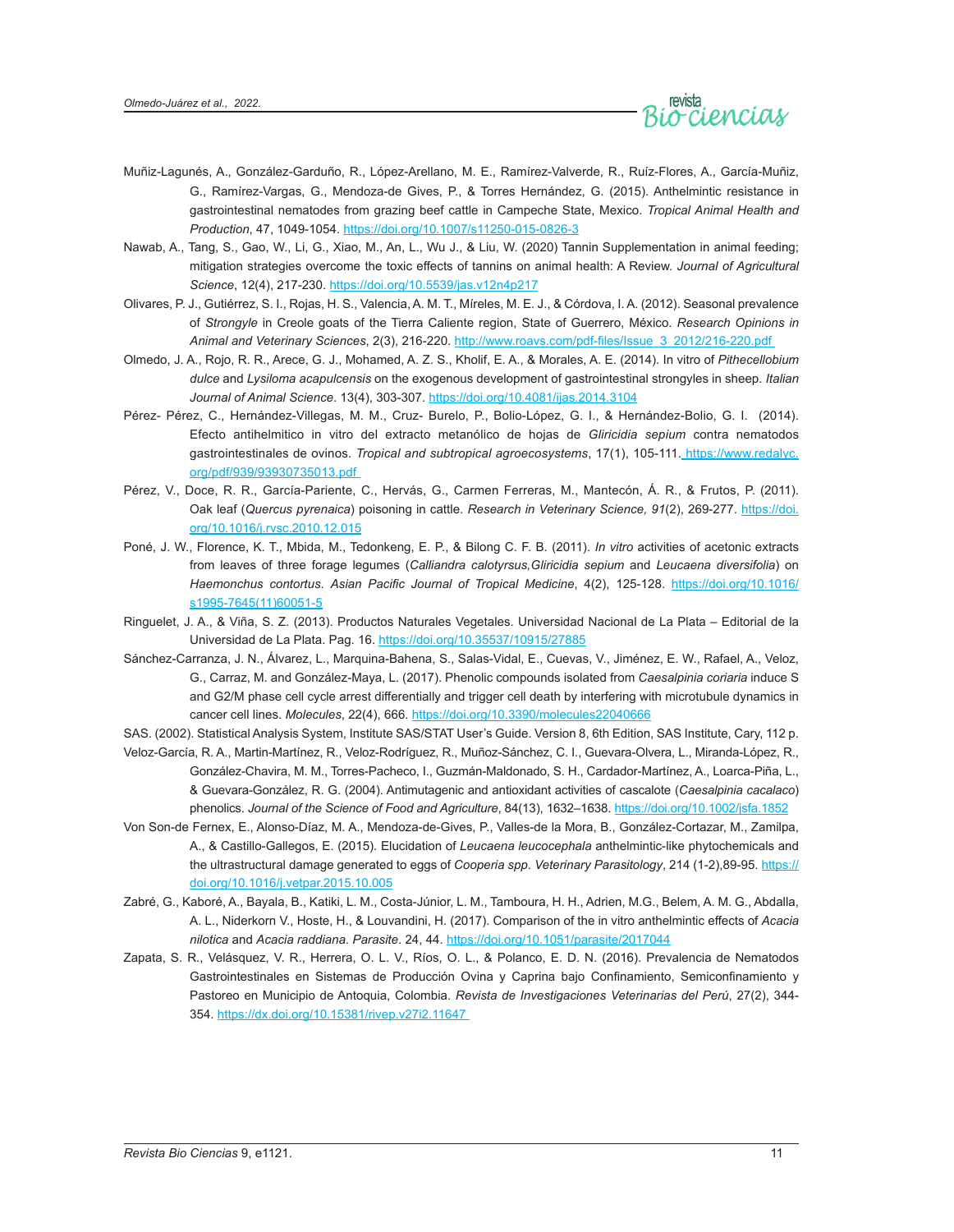Muñiz-Lagunés, A., González-Garduño, R., López-Arellano, M. E., Ramírez-Valverde, R., Ruíz-Flores, A., García-Muñiz, G., Ramírez-Vargas, G., Mendoza-de Gives, P., & Torres Hernández, G. (2015). Anthelmintic resistance in gastrointestinal nematodes from grazing beef cattle in Campeche State, Mexico. *Tropical Animal Health and Production*, 47, 1049-1054. https://doi.org/10.1007/s11250-015-0826-3

Nawab, A., Tang, S., Gao, W., Li, G., Xiao, M., An, L., Wu J., & Liu, W. (2020) Tannin Supplementation in animal feeding; mitigation strategies overcome the toxic effects of tannins on animal health: A Review. *Journal of Agricultural Science*, 12(4), 217-230. https://doi.org/10.5539/jas.v12n4p217

Olivares, P. J., Gutiérrez, S. I., Rojas, H. S., Valencia, A. M. T., Míreles, M. E. J., & Córdova, I. A. (2012). Seasonal prevalence of *Strongyle* in Creole goats of the Tierra Caliente region, State of Guerrero, México. *Research Opinions in Animal and Veterinary Sciences*, 2(3), 216-220. http://www.roavs.com/pdf-files/Issue_3_2012/216-220.pdf

Olmedo, J. A., Rojo, R. R., Arece, G. J., Mohamed, A. Z. S., Kholif, E. A., & Morales, A. E. (2014). In vitro of *Pithecellobium dulce* and *Lysiloma acapulcensis* on the exogenous development of gastrointestinal strongyles in sheep. *Italian Journal of Animal Science*. 13(4), 303-307. https://doi.org/10.4081/ijas.2014.3104

Pérez- Pérez, C., Hernández-Villegas, M. M., Cruz- Burelo, P., Bolio-López, G. I., & Hernández-Bolio, G. I. (2014). Efecto antihelmitico in vitro del extracto metanólico de hojas de *Gliricidia sepium* contra nematodos gastrointestinales de ovinos. *Tropical and subtropical agroecosystems*, 17(1), 105-111. https://www.redalyc.org/pdf/939/93930735013.pdf

Pérez, V., Doce, R. R., García-Pariente, C., Hervás, G., Carmen Ferreras, M., Mantecón, Á. R., & Frutos, P. (2011). Oak leaf (*Quercus pyrenaica*) poisoning in cattle. *Research in Veterinary Science, 91*(2), 269-277. https://doi.org/10.1016/j.rvsc.2010.12.015

Poné, J. W., Florence, K. T., Mbida, M., Tedonkeng, E. P., & Bilong C. F. B. (2011). *In vitro* activities of acetonic extracts from leaves of three forage legumes (*Calliandra calotyrsus,Gliricidia sepium* and *Leucaena diversifolia*) on *Haemonchus contortus*. *Asian Pacific Journal of Tropical Medicine*, 4(2), 125-128. https://doi.org/10.1016/s1995-7645(11)60051-5

Ringuelet, J. A., & Viña, S. Z. (2013). Productos Naturales Vegetales. Universidad Nacional de La Plata – Editorial de la Universidad de La Plata. Pag. 16. https://doi.org/10.35537/10915/27885

Sánchez-Carranza, J. N., Álvarez, L., Marquina-Bahena, S., Salas-Vidal, E., Cuevas, V., Jiménez, E. W., Rafael, A., Veloz, G., Carraz, M. and González-Maya, L. (2017). Phenolic compounds isolated from *Caesalpinia coriaria* induce S and G2/M phase cell cycle arrest differentially and trigger cell death by interfering with microtubule dynamics in cancer cell lines. *Molecules*, 22(4), 666. https://doi.org/10.3390/molecules22040666

SAS. (2002). Statistical Analysis System, Institute SAS/STAT User's Guide. Version 8, 6th Edition, SAS Institute, Cary, 112 p.

Veloz-García, R. A., Martin-Martínez, R., Veloz-Rodríguez, R., Muñoz-Sánchez, C. I., Guevara-Olvera, L., Miranda-López, R., González-Chavira, M. M., Torres-Pacheco, I., Guzmán-Maldonado, S. H., Cardador-Martínez, A., Loarca-Piña, L., & Guevara-González, R. G. (2004). Antimutagenic and antioxidant activities of cascalote (*Caesalpinia cacalaco*) phenolics. *Journal of the Science of Food and Agriculture*, 84(13), 1632–1638. https://doi.org/10.1002/jsfa.1852

Von Son-de Fernex, E., Alonso-Díaz, M. A., Mendoza-de-Gives, P., Valles-de la Mora, B., González-Cortazar, M., Zamilpa, A., & Castillo-Gallegos, E. (2015). Elucidation of *Leucaena leucocephala* anthelmintic-like phytochemicals and the ultrastructural damage generated to eggs of *Cooperia spp*. *Veterinary Parasitology*, 214 (1-2),89-95. https://doi.org/10.1016/j.vetpar.2015.10.005

Zabré, G., Kaboré, A., Bayala, B., Katiki, L. M., Costa-Júnior, L. M., Tamboura, H. H., Adrien, M.G., Belem, A. M. G., Abdalla, A. L., Niderkorn V., Hoste, H., & Louvandini, H. (2017). Comparison of the in vitro anthelmintic effects of *Acacia nilotica* and *Acacia raddiana*. *Parasite*. 24, 44. https://doi.org/10.1051/parasite/2017044

Zapata, S. R., Velásquez, V. R., Herrera, O. L. V., Ríos, O. L., & Polanco, E. D. N. (2016). Prevalencia de Nematodos Gastrointestinales en Sistemas de Producción Ovina y Caprina bajo Confinamiento, Semiconfinamiento y Pastoreo en Municipio de Antoquia, Colombia. *Revista de Investigaciones Veterinarias del Perú*, 27(2), 344-354. https://dx.doi.org/10.15381/rivep.v27i2.11647